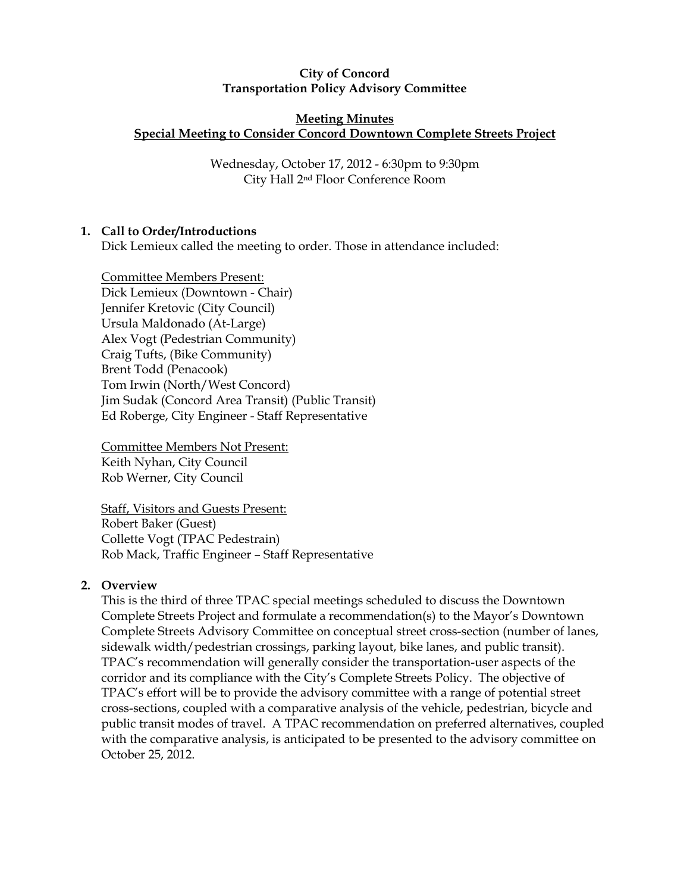**City of Concord**
**Transportation Policy Advisory Committee**

**Meeting Minutes**
**Special Meeting to Consider Concord Downtown Complete Streets Project**

Wednesday, October 17, 2012 - 6:30pm to 9:30pm
City Hall 2nd Floor Conference Room

## 1. Call to Order/Introductions

Dick Lemieux called the meeting to order. Those in attendance included:

Committee Members Present:
Dick Lemieux (Downtown - Chair)
Jennifer Kretovic (City Council)
Ursula Maldonado (At-Large)
Alex Vogt (Pedestrian Community)
Craig Tufts, (Bike Community)
Brent Todd (Penacook)
Tom Irwin (North/West Concord)
Jim Sudak (Concord Area Transit) (Public Transit)
Ed Roberge, City Engineer - Staff Representative

Committee Members Not Present:
Keith Nyhan, City Council
Rob Werner, City Council

Staff, Visitors and Guests Present:
Robert Baker (Guest)
Collette Vogt (TPAC Pedestrain)
Rob Mack, Traffic Engineer – Staff Representative

## 2. Overview

This is the third of three TPAC special meetings scheduled to discuss the Downtown Complete Streets Project and formulate a recommendation(s) to the Mayor's Downtown Complete Streets Advisory Committee on conceptual street cross-section (number of lanes, sidewalk width/pedestrian crossings, parking layout, bike lanes, and public transit). TPAC's recommendation will generally consider the transportation-user aspects of the corridor and its compliance with the City's Complete Streets Policy. The objective of TPAC's effort will be to provide the advisory committee with a range of potential street cross-sections, coupled with a comparative analysis of the vehicle, pedestrian, bicycle and public transit modes of travel. A TPAC recommendation on preferred alternatives, coupled with the comparative analysis, is anticipated to be presented to the advisory committee on October 25, 2012.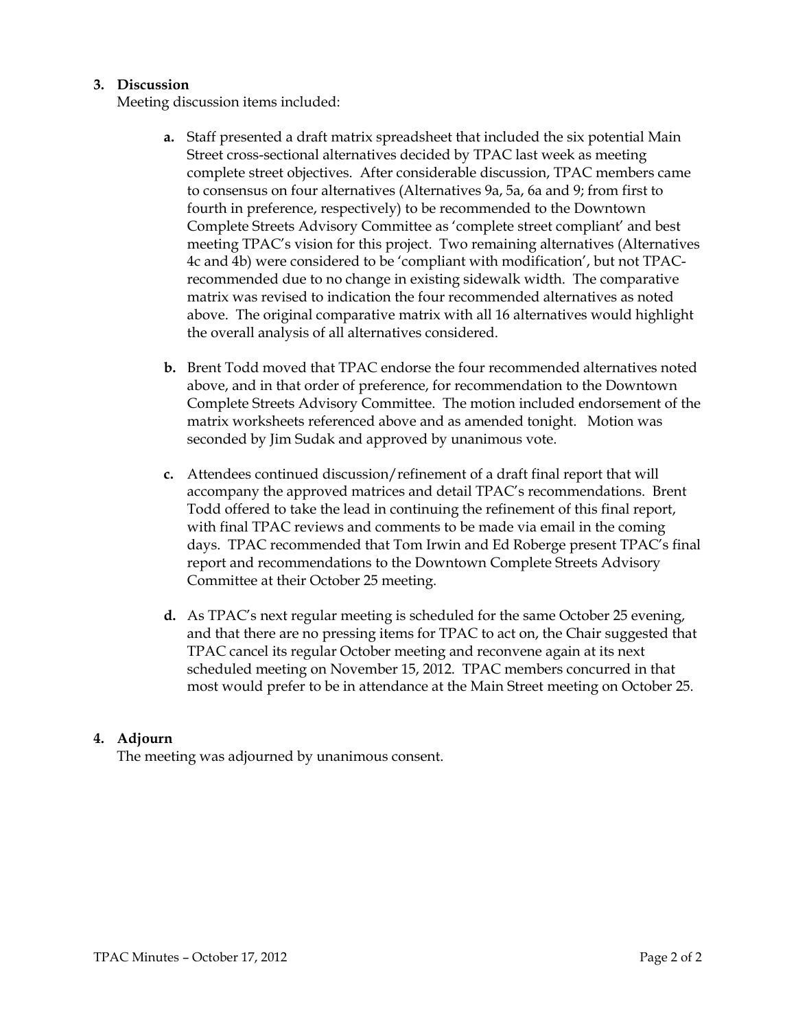**3. Discussion**

Meeting discussion items included:

**a.** Staff presented a draft matrix spreadsheet that included the six potential Main Street cross-sectional alternatives decided by TPAC last week as meeting complete street objectives. After considerable discussion, TPAC members came to consensus on four alternatives (Alternatives 9a, 5a, 6a and 9; from first to fourth in preference, respectively) to be recommended to the Downtown Complete Streets Advisory Committee as 'complete street compliant' and best meeting TPAC's vision for this project. Two remaining alternatives (Alternatives 4c and 4b) were considered to be 'compliant with modification', but not TPAC-recommended due to no change in existing sidewalk width. The comparative matrix was revised to indication the four recommended alternatives as noted above. The original comparative matrix with all 16 alternatives would highlight the overall analysis of all alternatives considered.

**b.** Brent Todd moved that TPAC endorse the four recommended alternatives noted above, and in that order of preference, for recommendation to the Downtown Complete Streets Advisory Committee. The motion included endorsement of the matrix worksheets referenced above and as amended tonight. Motion was seconded by Jim Sudak and approved by unanimous vote.

**c.** Attendees continued discussion/refinement of a draft final report that will accompany the approved matrices and detail TPAC's recommendations. Brent Todd offered to take the lead in continuing the refinement of this final report, with final TPAC reviews and comments to be made via email in the coming days. TPAC recommended that Tom Irwin and Ed Roberge present TPAC's final report and recommendations to the Downtown Complete Streets Advisory Committee at their October 25 meeting.

**d.** As TPAC's next regular meeting is scheduled for the same October 25 evening, and that there are no pressing items for TPAC to act on, the Chair suggested that TPAC cancel its regular October meeting and reconvene again at its next scheduled meeting on November 15, 2012. TPAC members concurred in that most would prefer to be in attendance at the Main Street meeting on October 25.

**4. Adjourn**

The meeting was adjourned by unanimous consent.